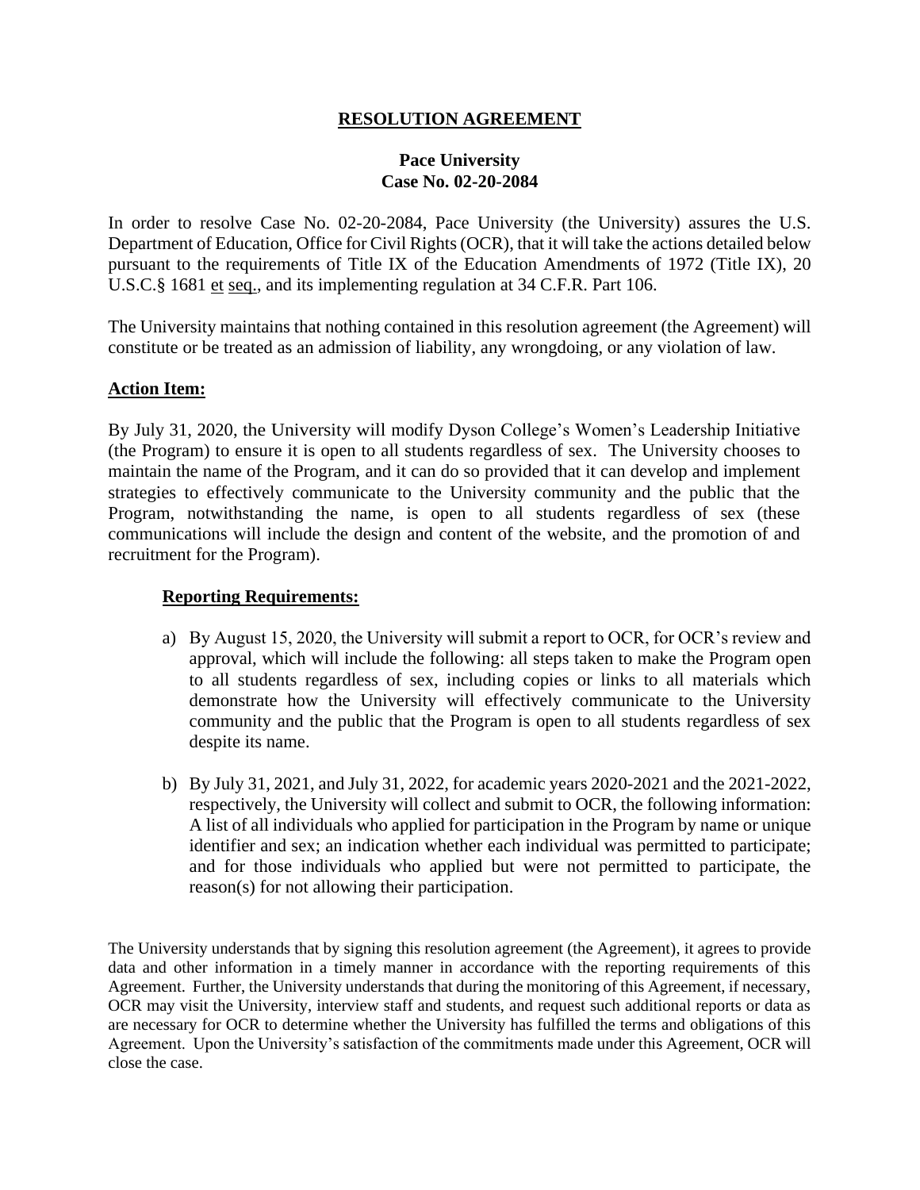**RESOLUTION AGREEMENT**

**Pace University**
**Case No. 02-20-2084**

In order to resolve Case No. 02-20-2084, Pace University (the University) assures the U.S. Department of Education, Office for Civil Rights (OCR), that it will take the actions detailed below pursuant to the requirements of Title IX of the Education Amendments of 1972 (Title IX), 20 U.S.C.§ 1681 et seq., and its implementing regulation at 34 C.F.R. Part 106.

The University maintains that nothing contained in this resolution agreement (the Agreement) will constitute or be treated as an admission of liability, any wrongdoing, or any violation of law.

**Action Item:**

By July 31, 2020, the University will modify Dyson College's Women's Leadership Initiative (the Program) to ensure it is open to all students regardless of sex. The University chooses to maintain the name of the Program, and it can do so provided that it can develop and implement strategies to effectively communicate to the University community and the public that the Program, notwithstanding the name, is open to all students regardless of sex (these communications will include the design and content of the website, and the promotion of and recruitment for the Program).

**Reporting Requirements:**

a) By August 15, 2020, the University will submit a report to OCR, for OCR's review and approval, which will include the following: all steps taken to make the Program open to all students regardless of sex, including copies or links to all materials which demonstrate how the University will effectively communicate to the University community and the public that the Program is open to all students regardless of sex despite its name.

b) By July 31, 2021, and July 31, 2022, for academic years 2020-2021 and the 2021-2022, respectively, the University will collect and submit to OCR, the following information: A list of all individuals who applied for participation in the Program by name or unique identifier and sex; an indication whether each individual was permitted to participate; and for those individuals who applied but were not permitted to participate, the reason(s) for not allowing their participation.

The University understands that by signing this resolution agreement (the Agreement), it agrees to provide data and other information in a timely manner in accordance with the reporting requirements of this Agreement. Further, the University understands that during the monitoring of this Agreement, if necessary, OCR may visit the University, interview staff and students, and request such additional reports or data as are necessary for OCR to determine whether the University has fulfilled the terms and obligations of this Agreement. Upon the University's satisfaction of the commitments made under this Agreement, OCR will close the case.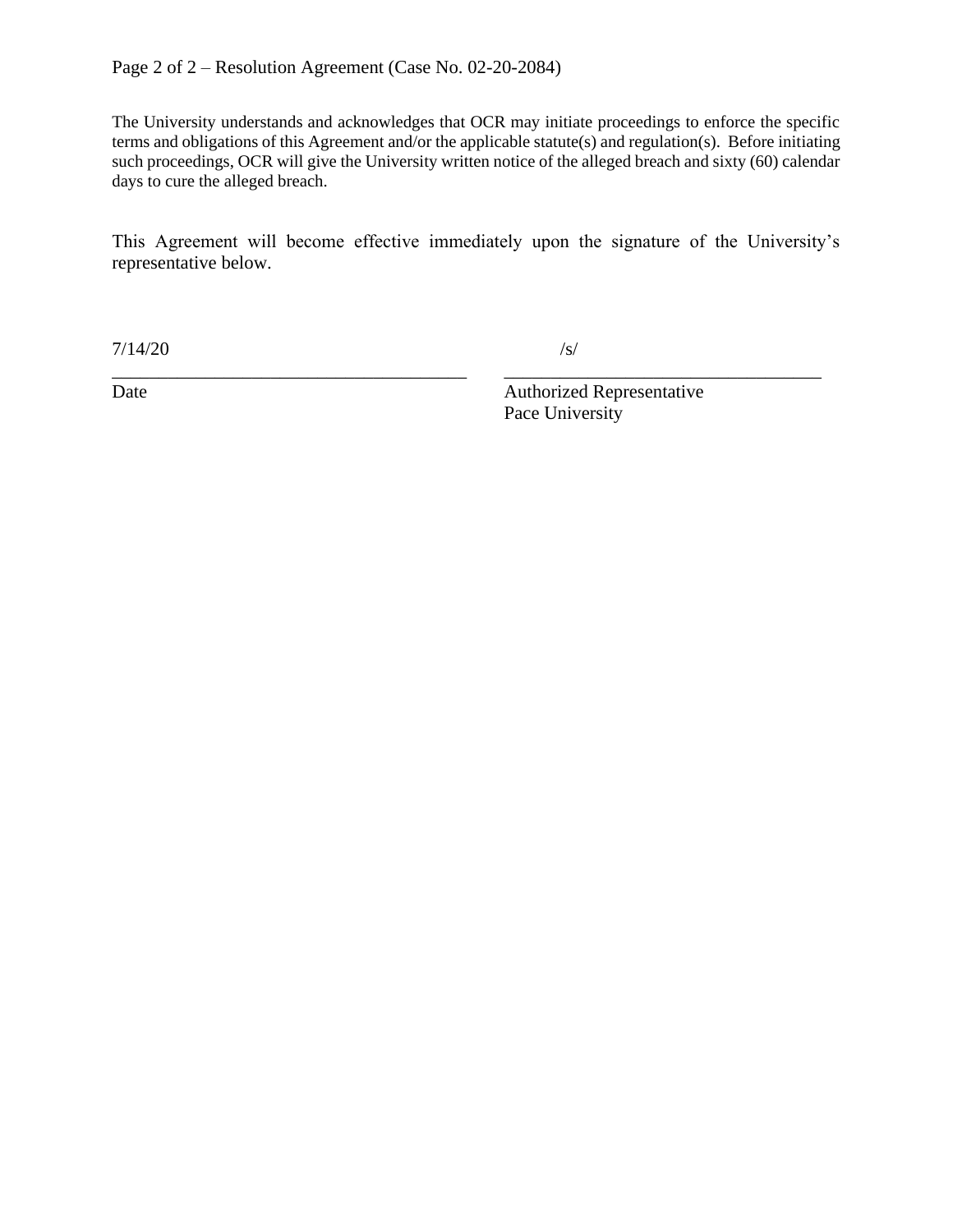The University understands and acknowledges that OCR may initiate proceedings to enforce the specific terms and obligations of this Agreement and/or the applicable statute(s) and regulation(s). Before initiating such proceedings, OCR will give the University written notice of the alleged breach and sixty (60) calendar days to cure the alleged breach.

This Agreement will become effective immediately upon the signature of the University's representative below.

| | |
|---|---|
| 7/14/20 | /s/ |
| Date | Authorized Representative<br>Pace University |